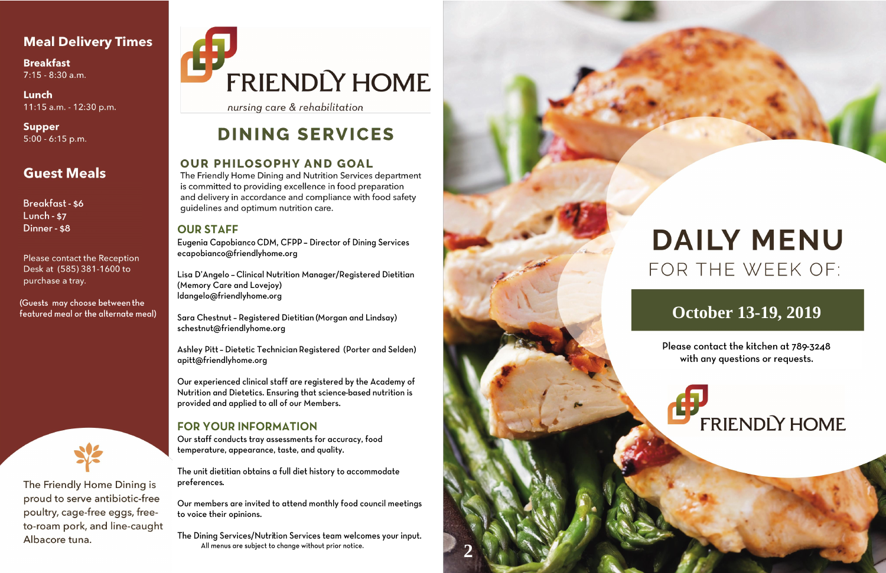## Meal Delivery Times

**Breakfast**
7:15 - 8:30 a.m.

**Lunch**
11:15 a.m. - 12:30 p.m.

**Supper**
5:00 - 6:15 p.m.

## Guest Meals

Breakfast - $6
Lunch - $7
Dinner - $8

Please contact the Reception Desk at (585) 381-1600 to purchase a tray.

(Guests may choose between the featured meal or the alternate meal)

The Friendly Home Dining is proud to serve antibiotic-free poultry, cage-free eggs, free-to-roam pork, and line-caught Albacore tuna.

# FRIENDLY HOME

*nursing care & rehabilitation*

# DINING SERVICES

## OUR PHILOSOPHY AND GOAL

The Friendly Home Dining and Nutrition Services department is committed to providing excellence in food preparation and delivery in accordance and compliance with food safety guidelines and optimum nutrition care.

## OUR STAFF

Eugenia Capobianco CDM, CFPP – Director of Dining Services
ecapobianco@friendlyhome.org

Lisa D'Angelo – Clinical Nutrition Manager/Registered Dietitian (Memory Care and Lovejoy)
ldangelo@friendlyhome.org

Sara Chestnut – Registered Dietitian (Morgan and Lindsay)
schestnut@friendlyhome.org

Ashley Pitt – Dietetic Technician Registered (Porter and Selden)
apitt@friendlyhome.org

Our experienced clinical staff are registered by the Academy of Nutrition and Dietetics. Ensuring that science-based nutrition is provided and applied to all of our Members.

## FOR YOUR INFORMATION

Our staff conducts tray assessments for accuracy, food temperature, appearance, taste, and quality.

The unit dietitian obtains a full diet history to accommodate preferences.

Our members are invited to attend monthly food council meetings to voice their opinions.

The Dining Services/Nutrition Services team welcomes your input.

All menus are subject to change without prior notice.

# DAILY MENU

## FOR THE WEEK OF:

## October 13-19, 2019

Please contact the kitchen at 789-3248 with any questions or requests.

FRIENDLY HOME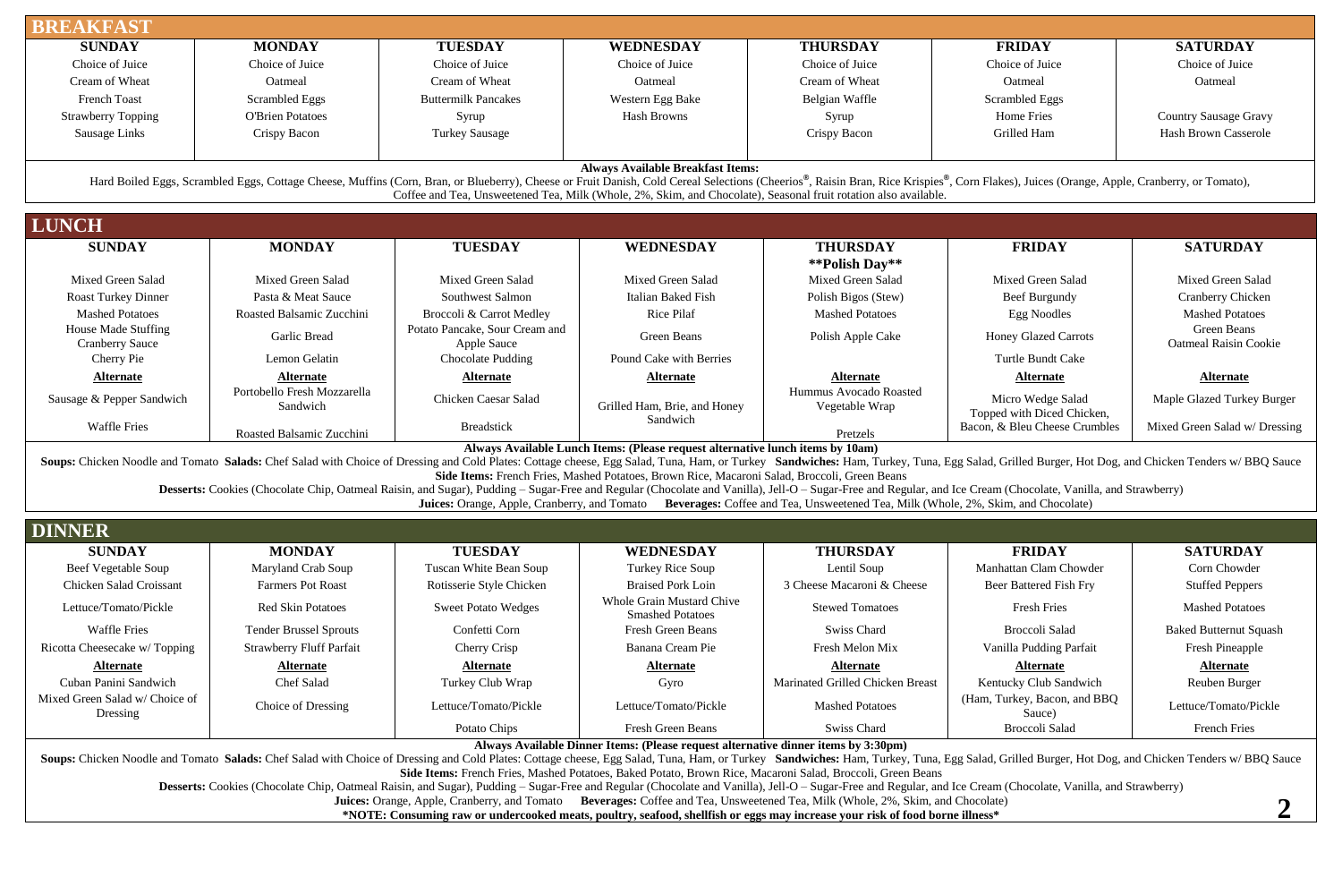## BREAKFAST

| SUNDAY | MONDAY | TUESDAY | WEDNESDAY | THURSDAY | FRIDAY | SATURDAY |
|---|---|---|---|---|---|---|
| Choice of Juice | Choice of Juice | Choice of Juice | Choice of Juice | Choice of Juice | Choice of Juice | Choice of Juice |
| Cream of Wheat | Oatmeal | Cream of Wheat | Oatmeal | Cream of Wheat | Oatmeal | Oatmeal |
| French Toast | Scrambled Eggs | Buttermilk Pancakes | Western Egg Bake | Belgian Waffle | Scrambled Eggs | |
| Strawberry Topping | O'Brien Potatoes | Syrup | Hash Browns | Syrup | Home Fries | Country Sausage Gravy |
| Sausage Links | Crispy Bacon | Turkey Sausage | | Crispy Bacon | Grilled Ham | Hash Brown Casserole |

**Always Available Breakfast Items:**
Hard Boiled Eggs, Scrambled Eggs, Cottage Cheese, Muffins (Corn, Bran, or Blueberry), Cheese or Fruit Danish, Cold Cereal Selections (Cheerios®, Raisin Bran, Rice Krispies®, Corn Flakes), Juices (Orange, Apple, Cranberry, or Tomato), Coffee and Tea, Unsweetened Tea, Milk (Whole, 2%, Skim, and Chocolate), Seasonal fruit rotation also available.

## LUNCH

| SUNDAY | MONDAY | TUESDAY | WEDNESDAY | THURSDAY **Polish Day** | FRIDAY | SATURDAY |
|---|---|---|---|---|---|---|
| Mixed Green Salad | Mixed Green Salad | Mixed Green Salad | Mixed Green Salad | Mixed Green Salad | Mixed Green Salad | Mixed Green Salad |
| Roast Turkey Dinner | Pasta & Meat Sauce | Southwest Salmon | Italian Baked Fish | Polish Bigos (Stew) | Beef Burgundy | Cranberry Chicken |
| Mashed Potatoes | Roasted Balsamic Zucchini | Broccoli & Carrot Medley | Rice Pilaf | Mashed Potatoes | Egg Noodles | Mashed Potatoes |
| House Made Stuffing Cranberry Sauce | Garlic Bread | Potato Pancake, Sour Cream and Apple Sauce | Green Beans | Polish Apple Cake | Honey Glazed Carrots | Green Beans Oatmeal Raisin Cookie |
| Cherry Pie | Lemon Gelatin | Chocolate Pudding | Pound Cake with Berries | | Turtle Bundt Cake | |
| **Alternate** | **Alternate** | **Alternate** | **Alternate** | **Alternate** | **Alternate** | **Alternate** |
| Sausage & Pepper Sandwich | Portobello Fresh Mozzarella Sandwich | Chicken Caesar Salad | Grilled Ham, Brie, and Honey Sandwich | Hummus Avocado Roasted Vegetable Wrap | Micro Wedge Salad Topped with Diced Chicken, Bacon, & Bleu Cheese Crumbles | Maple Glazed Turkey Burger |
| Waffle Fries | Roasted Balsamic Zucchini | Breadstick | | Pretzels | | Mixed Green Salad w/ Dressing |

**Always Available Lunch Items: (Please request alternative lunch items by 10am)**
**Soups:** Chicken Noodle and Tomato **Salads:** Chef Salad with Choice of Dressing and Cold Plates: Cottage cheese, Egg Salad, Tuna, Ham, or Turkey **Sandwiches:** Ham, Turkey, Tuna, Egg Salad, Grilled Burger, Hot Dog, and Chicken Tenders w/ BBQ Sauce
**Side Items:** French Fries, Mashed Potatoes, Brown Rice, Macaroni Salad, Broccoli, Green Beans
**Desserts:** Cookies (Chocolate Chip, Oatmeal Raisin, and Sugar), Pudding – Sugar-Free and Regular (Chocolate and Vanilla), Jell-O – Sugar-Free and Regular, and Ice Cream (Chocolate, Vanilla, and Strawberry)
**Juices:** Orange, Apple, Cranberry, and Tomato **Beverages:** Coffee and Tea, Unsweetened Tea, Milk (Whole, 2%, Skim, and Chocolate)

## DINNER

| SUNDAY | MONDAY | TUESDAY | WEDNESDAY | THURSDAY | FRIDAY | SATURDAY |
|---|---|---|---|---|---|---|
| Beef Vegetable Soup | Maryland Crab Soup | Tuscan White Bean Soup | Turkey Rice Soup | Lentil Soup | Manhattan Clam Chowder | Corn Chowder |
| Chicken Salad Croissant | Farmers Pot Roast | Rotisserie Style Chicken | Braised Pork Loin | 3 Cheese Macaroni & Cheese | Beer Battered Fish Fry | Stuffed Peppers |
| Lettuce/Tomato/Pickle | Red Skin Potatoes | Sweet Potato Wedges | Whole Grain Mustard Chive Smashed Potatoes | Stewed Tomatoes | Fresh Fries | Mashed Potatoes |
| Waffle Fries | Tender Brussel Sprouts | Confetti Corn | Fresh Green Beans | Swiss Chard | Broccoli Salad | Baked Butternut Squash |
| Ricotta Cheesecake w/ Topping | Strawberry Fluff Parfait | Cherry Crisp | Banana Cream Pie | Fresh Melon Mix | Vanilla Pudding Parfait | Fresh Pineapple |
| **Alternate** | **Alternate** | **Alternate** | **Alternate** | **Alternate** | **Alternate** | **Alternate** |
| Cuban Panini Sandwich | Chef Salad | Turkey Club Wrap | Gyro | Marinated Grilled Chicken Breast | Kentucky Club Sandwich | Reuben Burger |
| Mixed Green Salad w/ Choice of Dressing | Choice of Dressing | Lettuce/Tomato/Pickle | Lettuce/Tomato/Pickle | Mashed Potatoes | (Ham, Turkey, Bacon, and BBQ Sauce) | Lettuce/Tomato/Pickle |
| | | Potato Chips | Fresh Green Beans | Swiss Chard | Broccoli Salad | French Fries |

**Always Available Dinner Items: (Please request alternative dinner items by 3:30pm)**
**Soups:** Chicken Noodle and Tomato **Salads:** Chef Salad with Choice of Dressing and Cold Plates: Cottage cheese, Egg Salad, Tuna, Ham, or Turkey **Sandwiches:** Ham, Turkey, Tuna, Egg Salad, Grilled Burger, Hot Dog, and Chicken Tenders w/ BBQ Sauce
**Side Items:** French Fries, Mashed Potatoes, Baked Potato, Brown Rice, Macaroni Salad, Broccoli, Green Beans
**Desserts:** Cookies (Chocolate Chip, Oatmeal Raisin, and Sugar), Pudding – Sugar-Free and Regular (Chocolate and Vanilla), Jell-O – Sugar-Free and Regular, and Ice Cream (Chocolate, Vanilla, and Strawberry)
**Juices:** Orange, Apple, Cranberry, and Tomato **Beverages:** Coffee and Tea, Unsweetened Tea, Milk (Whole, 2%, Skim, and Chocolate)
***NOTE: Consuming raw or undercooked meats, poultry, seafood, shellfish or eggs may increase your risk of food borne illness***